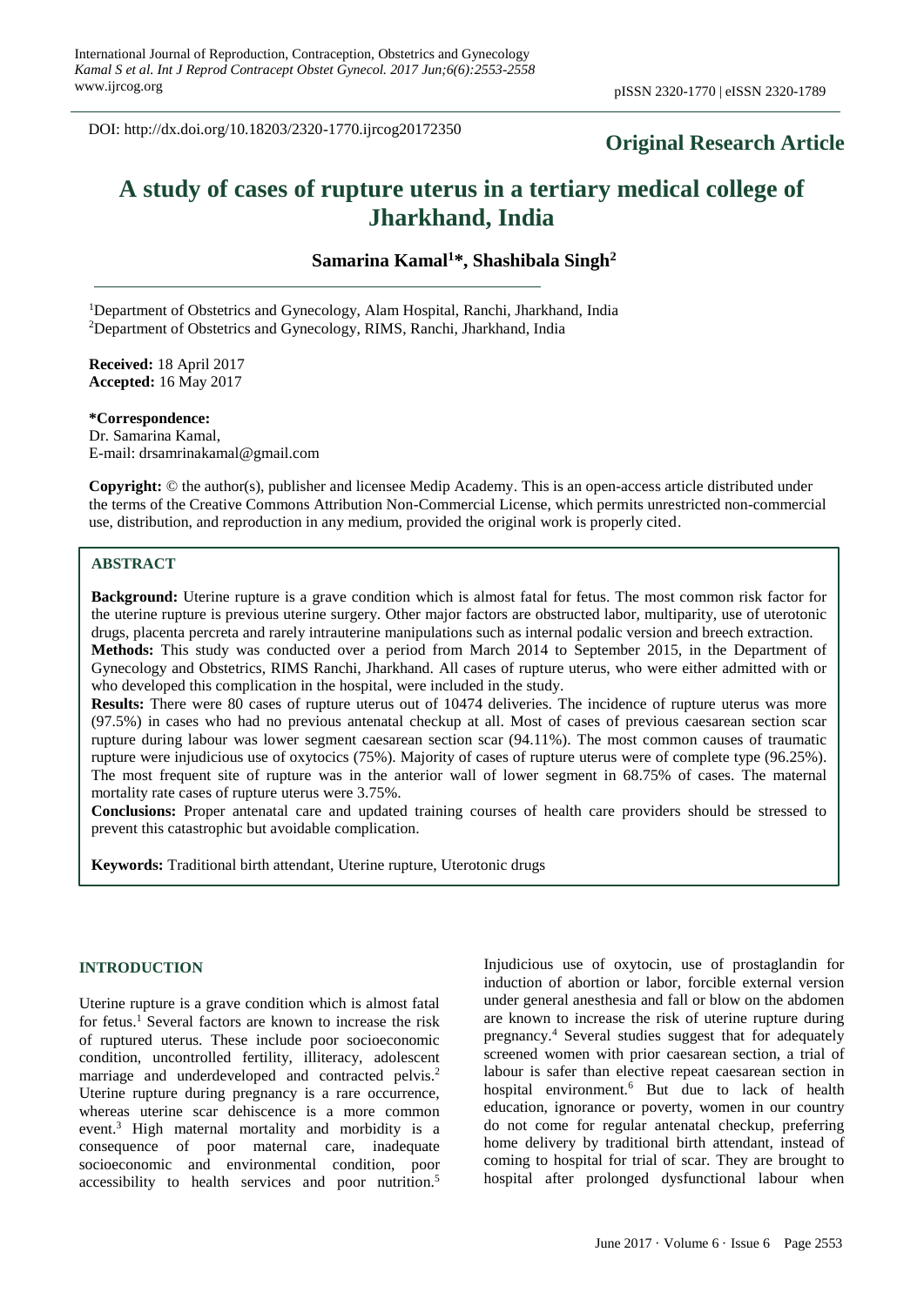DOI: http://dx.doi.org/10.18203/2320-1770.ijrcog20172350

**Original Research Article**

# A study of cases of rupture uterus in a tertiary medical college of Jharkhand, India

**Samarina Kamal[1]*, Shashibala Singh[2]**

[1]Department of Obstetrics and Gynecology, Alam Hospital, Ranchi, Jharkhand, India
[2]Department of Obstetrics and Gynecology, RIMS, Ranchi, Jharkhand, India

**Received:** 18 April 2017
**Accepted:** 16 May 2017

**\*Correspondence:**
Dr. Samarina Kamal,
E-mail: drsamrinakamal@gmail.com

**Copyright:** © the author(s), publisher and licensee Medip Academy. This is an open-access article distributed under the terms of the Creative Commons Attribution Non-Commercial License, which permits unrestricted non-commercial use, distribution, and reproduction in any medium, provided the original work is properly cited.

## ABSTRACT

**Background:** Uterine rupture is a grave condition which is almost fatal for fetus. The most common risk factor for the uterine rupture is previous uterine surgery. Other major factors are obstructed labor, multiparity, use of uterotonic drugs, placenta percreta and rarely intrauterine manipulations such as internal podalic version and breech extraction.

**Methods:** This study was conducted over a period from March 2014 to September 2015, in the Department of Gynecology and Obstetrics, RIMS Ranchi, Jharkhand. All cases of rupture uterus, who were either admitted with or who developed this complication in the hospital, were included in the study.

**Results:** There were 80 cases of rupture uterus out of 10474 deliveries. The incidence of rupture uterus was more (97.5%) in cases who had no previous antenatal checkup at all. Most of cases of previous caesarean section scar rupture during labour was lower segment caesarean section scar (94.11%). The most common causes of traumatic rupture were injudicious use of oxytocics (75%). Majority of cases of rupture uterus were of complete type (96.25%). The most frequent site of rupture was in the anterior wall of lower segment in 68.75% of cases. The maternal mortality rate cases of rupture uterus were 3.75%.

**Conclusions:** Proper antenatal care and updated training courses of health care providers should be stressed to prevent this catastrophic but avoidable complication.

**Keywords:** Traditional birth attendant, Uterine rupture, Uterotonic drugs

## INTRODUCTION

Uterine rupture is a grave condition which is almost fatal for fetus.[1] Several factors are known to increase the risk of ruptured uterus. These include poor socioeconomic condition, uncontrolled fertility, illiteracy, adolescent marriage and underdeveloped and contracted pelvis.[2] Uterine rupture during pregnancy is a rare occurrence, whereas uterine scar dehiscence is a more common event.[3] High maternal mortality and morbidity is a consequence of poor maternal care, inadequate socioeconomic and environmental condition, poor accessibility to health services and poor nutrition.[5] Injudicious use of oxytocin, use of prostaglandin for induction of abortion or labor, forcible external version under general anesthesia and fall or blow on the abdomen are known to increase the risk of uterine rupture during pregnancy.[4] Several studies suggest that for adequately screened women with prior caesarean section, a trial of labour is safer than elective repeat caesarean section in hospital environment.[6] But due to lack of health education, ignorance or poverty, women in our country do not come for regular antenatal checkup, preferring home delivery by traditional birth attendant, instead of coming to hospital for trial of scar. They are brought to hospital after prolonged dysfunctional labour when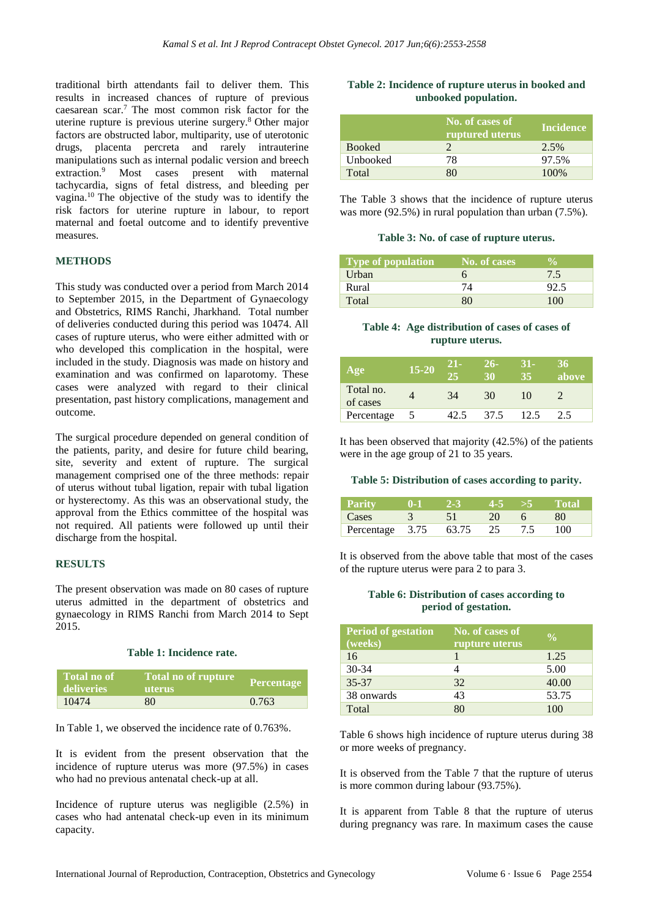traditional birth attendants fail to deliver them. This results in increased chances of rupture of previous caesarean scar.[7] The most common risk factor for the uterine rupture is previous uterine surgery.[8] Other major factors are obstructed labor, multiparity, use of uterotonic drugs, placenta percreta and rarely intrauterine manipulations such as internal podalic version and breech extraction.[9] Most cases present with maternal tachycardia, signs of fetal distress, and bleeding per vagina.[10] The objective of the study was to identify the risk factors for uterine rupture in labour, to report maternal and foetal outcome and to identify preventive measures.

## METHODS

This study was conducted over a period from March 2014 to September 2015, in the Department of Gynaecology and Obstetrics, RIMS Ranchi, Jharkhand. Total number of deliveries conducted during this period was 10474. All cases of rupture uterus, who were either admitted with or who developed this complication in the hospital, were included in the study. Diagnosis was made on history and examination and was confirmed on laparotomy. These cases were analyzed with regard to their clinical presentation, past history complications, management and outcome.

The surgical procedure depended on general condition of the patients, parity, and desire for future child bearing, site, severity and extent of rupture. The surgical management comprised one of the three methods: repair of uterus without tubal ligation, repair with tubal ligation or hysterectomy. As this was an observational study, the approval from the Ethics committee of the hospital was not required. All patients were followed up until their discharge from the hospital.

## RESULTS

The present observation was made on 80 cases of rupture uterus admitted in the department of obstetrics and gynaecology in RIMS Ranchi from March 2014 to Sept 2015.

**Table 1: Incidence rate.**

| Total no of deliveries | Total no of rupture uterus | Percentage |
|---|---|---|
| 10474 | 80 | 0.763 |

In Table 1, we observed the incidence rate of 0.763%.

It is evident from the present observation that the incidence of rupture uterus was more (97.5%) in cases who had no previous antenatal check-up at all.

Incidence of rupture uterus was negligible (2.5%) in cases who had antenatal check-up even in its minimum capacity.

**Table 2: Incidence of rupture uterus in booked and unbooked population.**

| | No. of cases of ruptured uterus | Incidence |
|---|---|---|
| Booked | 2 | 2.5% |
| Unbooked | 78 | 97.5% |
| Total | 80 | 100% |

The Table 3 shows that the incidence of rupture uterus was more (92.5%) in rural population than urban (7.5%).

**Table 3: No. of case of rupture uterus.**

| Type of population | No. of cases | % |
|---|---|---|
| Urban | 6 | 7.5 |
| Rural | 74 | 92.5 |
| Total | 80 | 100 |

**Table 4: Age distribution of cases of cases of rupture uterus.**

| Age | 15-20 | 21-25 | 26-30 | 31-35 | 36 above |
|---|---|---|---|---|---|
| Total no. of cases | 4 | 34 | 30 | 10 | 2 |
| Percentage | 5 | 42.5 | 37.5 | 12.5 | 2.5 |

It has been observed that majority (42.5%) of the patients were in the age group of 21 to 35 years.

**Table 5: Distribution of cases according to parity.**

| Parity | 0-1 | 2-3 | 4-5 | >5 | Total |
|---|---|---|---|---|---|
| Cases | 3 | 51 | 20 | 6 | 80 |
| Percentage | 3.75 | 63.75 | 25 | 7.5 | 100 |

It is observed from the above table that most of the cases of the rupture uterus were para 2 to para 3.

**Table 6: Distribution of cases according to period of gestation.**

| Period of gestation (weeks) | No. of cases of rupture uterus | % |
|---|---|---|
| 16 | 1 | 1.25 |
| 30-34 | 4 | 5.00 |
| 35-37 | 32 | 40.00 |
| 38 onwards | 43 | 53.75 |
| Total | 80 | 100 |

Table 6 shows high incidence of rupture uterus during 38 or more weeks of pregnancy.

It is observed from the Table 7 that the rupture of uterus is more common during labour (93.75%).

It is apparent from Table 8 that the rupture of uterus during pregnancy was rare. In maximum cases the cause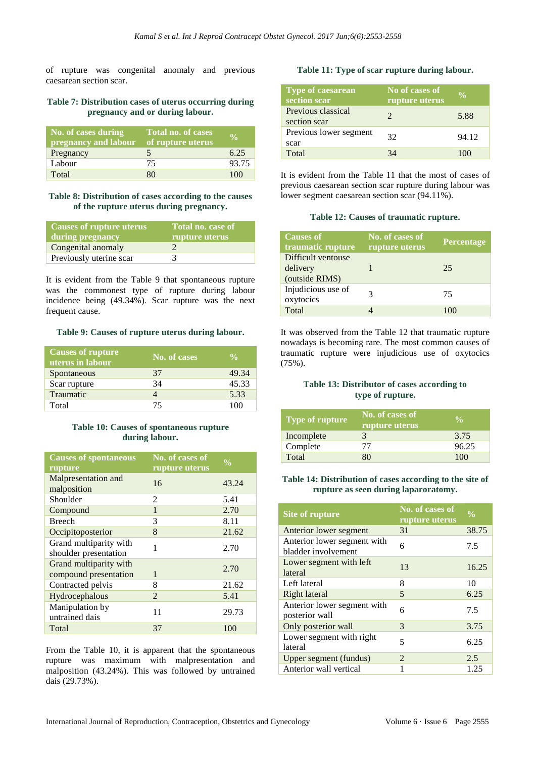of rupture was congenital anomaly and previous caesarean section scar.

**Table 7: Distribution cases of uterus occurring during pregnancy and or during labour.**

| No. of cases during pregnancy and labour | Total no. of cases of rupture uterus | % |
|---|---|---|
| Pregnancy | 5 | 6.25 |
| Labour | 75 | 93.75 |
| Total | 80 | 100 |

**Table 8: Distribution of cases according to the causes of the rupture uterus during pregnancy.**

| Causes of rupture uterus during pregnancy | Total no. case of rupture uterus |
|---|---|
| Congenital anomaly | 2 |
| Previously uterine scar | 3 |

It is evident from the Table 9 that spontaneous rupture was the commonest type of rupture during labour incidence being (49.34%). Scar rupture was the next frequent cause.

**Table 9: Causes of rupture uterus during labour.**

| Causes of rupture uterus in labour | No. of cases | % |
|---|---|---|
| Spontaneous | 37 | 49.34 |
| Scar rupture | 34 | 45.33 |
| Traumatic | 4 | 5.33 |
| Total | 75 | 100 |

**Table 10: Causes of spontaneous rupture during labour.**

| Causes of spontaneous rupture | No. of cases of rupture uterus | % |
|---|---|---|
| Malpresentation and malposition | 16 | 43.24 |
| Shoulder | 2 | 5.41 |
| Compound | 1 | 2.70 |
| Breech | 3 | 8.11 |
| Occipitoposterior | 8 | 21.62 |
| Grand multiparity with shoulder presentation | 1 | 2.70 |
| Grand multiparity with compound presentation | 1 | 2.70 |
| Contracted pelvis | 8 | 21.62 |
| Hydrocephalous | 2 | 5.41 |
| Manipulation by untrained dais | 11 | 29.73 |
| Total | 37 | 100 |

From the Table 10, it is apparent that the spontaneous rupture was maximum with malpresentation and malposition (43.24%). This was followed by untrained dais (29.73%).

**Table 11: Type of scar rupture during labour.**

| Type of caesarean section scar | No of cases of rupture uterus | % |
|---|---|---|
| Previous classical section scar | 2 | 5.88 |
| Previous lower segment scar | 32 | 94.12 |
| Total | 34 | 100 |

It is evident from the Table 11 that the most of cases of previous caesarean section scar rupture during labour was lower segment caesarean section scar (94.11%).

**Table 12: Causes of traumatic rupture.**

| Causes of traumatic rupture | No. of cases of rupture uterus | Percentage |
|---|---|---|
| Difficult ventouse delivery (outside RIMS) | 1 | 25 |
| Injudicious use of oxytocics | 3 | 75 |
| Total | 4 | 100 |

It was observed from the Table 12 that traumatic rupture nowadays is becoming rare. The most common causes of traumatic rupture were injudicious use of oxytocics (75%).

**Table 13: Distributor of cases according to type of rupture.**

| Type of rupture | No. of cases of rupture uterus | % |
|---|---|---|
| Incomplete | 3 | 3.75 |
| Complete | 77 | 96.25 |
| Total | 80 | 100 |

**Table 14: Distribution of cases according to the site of rupture as seen during laparoratomy.**

| Site of rupture | No. of cases of rupture uterus | % |
|---|---|---|
| Anterior lower segment | 31 | 38.75 |
| Anterior lower segment with bladder involvement | 6 | 7.5 |
| Lower segment with left lateral | 13 | 16.25 |
| Left lateral | 8 | 10 |
| Right lateral | 5 | 6.25 |
| Anterior lower segment with posterior wall | 6 | 7.5 |
| Only posterior wall | 3 | 3.75 |
| Lower segment with right lateral | 5 | 6.25 |
| Upper segment (fundus) | 2 | 2.5 |
| Anterior wall vertical | 1 | 1.25 |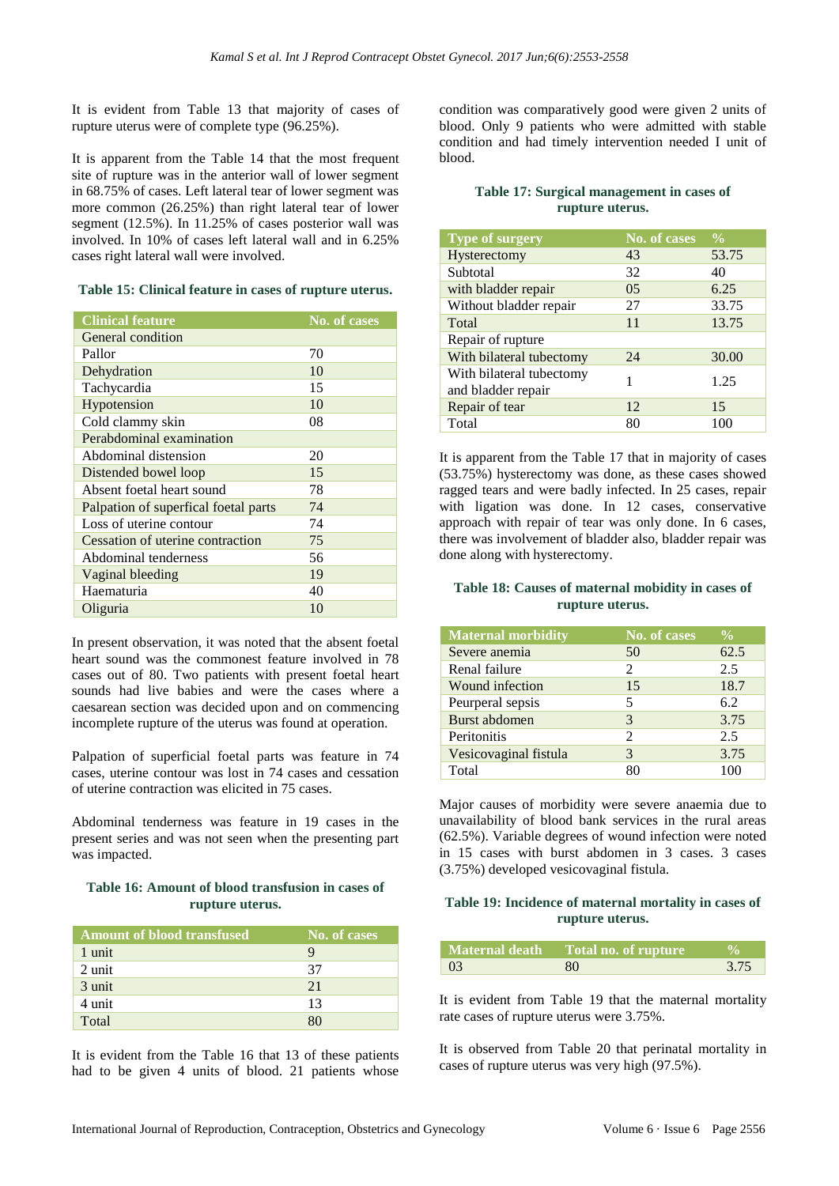It is evident from Table 13 that majority of cases of rupture uterus were of complete type (96.25%).

It is apparent from the Table 14 that the most frequent site of rupture was in the anterior wall of lower segment in 68.75% of cases. Left lateral tear of lower segment was more common (26.25%) than right lateral tear of lower segment (12.5%). In 11.25% of cases posterior wall was involved. In 10% of cases left lateral wall and in 6.25% cases right lateral wall were involved.

**Table 15: Clinical feature in cases of rupture uterus.**

| Clinical feature | No. of cases |
|---|---|
| General condition | |
| Pallor | 70 |
| Dehydration | 10 |
| Tachycardia | 15 |
| Hypotension | 10 |
| Cold clammy skin | 08 |
| Perabdominal examination | |
| Abdominal distension | 20 |
| Distended bowel loop | 15 |
| Absent foetal heart sound | 78 |
| Palpation of superfical foetal parts | 74 |
| Loss of uterine contour | 74 |
| Cessation of uterine contraction | 75 |
| Abdominal tenderness | 56 |
| Vaginal bleeding | 19 |
| Haematuria | 40 |
| Oliguria | 10 |

In present observation, it was noted that the absent foetal heart sound was the commonest feature involved in 78 cases out of 80. Two patients with present foetal heart sounds had live babies and were the cases where a caesarean section was decided upon and on commencing incomplete rupture of the uterus was found at operation.

Palpation of superficial foetal parts was feature in 74 cases, uterine contour was lost in 74 cases and cessation of uterine contraction was elicited in 75 cases.

Abdominal tenderness was feature in 19 cases in the present series and was not seen when the presenting part was impacted.

**Table 16: Amount of blood transfusion in cases of rupture uterus.**

| Amount of blood transfused | No. of cases |
|---|---|
| 1 unit | 9 |
| 2 unit | 37 |
| 3 unit | 21 |
| 4 unit | 13 |
| Total | 80 |

It is evident from the Table 16 that 13 of these patients had to be given 4 units of blood. 21 patients whose condition was comparatively good were given 2 units of blood. Only 9 patients who were admitted with stable condition and had timely intervention needed I unit of blood.

**Table 17: Surgical management in cases of rupture uterus.**

| Type of surgery | No. of cases | % |
|---|---|---|
| Hysterectomy | 43 | 53.75 |
| Subtotal | 32 | 40 |
| with bladder repair | 05 | 6.25 |
| Without bladder repair | 27 | 33.75 |
| Total | 11 | 13.75 |
| Repair of rupture | | |
| With bilateral tubectomy | 24 | 30.00 |
| With bilateral tubectomy and bladder repair | 1 | 1.25 |
| Repair of tear | 12 | 15 |
| Total | 80 | 100 |

It is apparent from the Table 17 that in majority of cases (53.75%) hysterectomy was done, as these cases showed ragged tears and were badly infected. In 25 cases, repair with ligation was done. In 12 cases, conservative approach with repair of tear was only done. In 6 cases, there was involvement of bladder also, bladder repair was done along with hysterectomy.

**Table 18: Causes of maternal mobidity in cases of rupture uterus.**

| Maternal morbidity | No. of cases | % |
|---|---|---|
| Severe anemia | 50 | 62.5 |
| Renal failure | 2 | 2.5 |
| Wound infection | 15 | 18.7 |
| Peurperal sepsis | 5 | 6.2 |
| Burst abdomen | 3 | 3.75 |
| Peritonitis | 2 | 2.5 |
| Vesicovaginal fistula | 3 | 3.75 |
| Total | 80 | 100 |

Major causes of morbidity were severe anaemia due to unavailability of blood bank services in the rural areas (62.5%). Variable degrees of wound infection were noted in 15 cases with burst abdomen in 3 cases. 3 cases (3.75%) developed vesicovaginal fistula.

**Table 19: Incidence of maternal mortality in cases of rupture uterus.**

| Maternal death | Total no. of rupture | % |
|---|---|---|
| 03 | 80 | 3.75 |

It is evident from Table 19 that the maternal mortality rate cases of rupture uterus were 3.75%.

It is observed from Table 20 that perinatal mortality in cases of rupture uterus was very high (97.5%).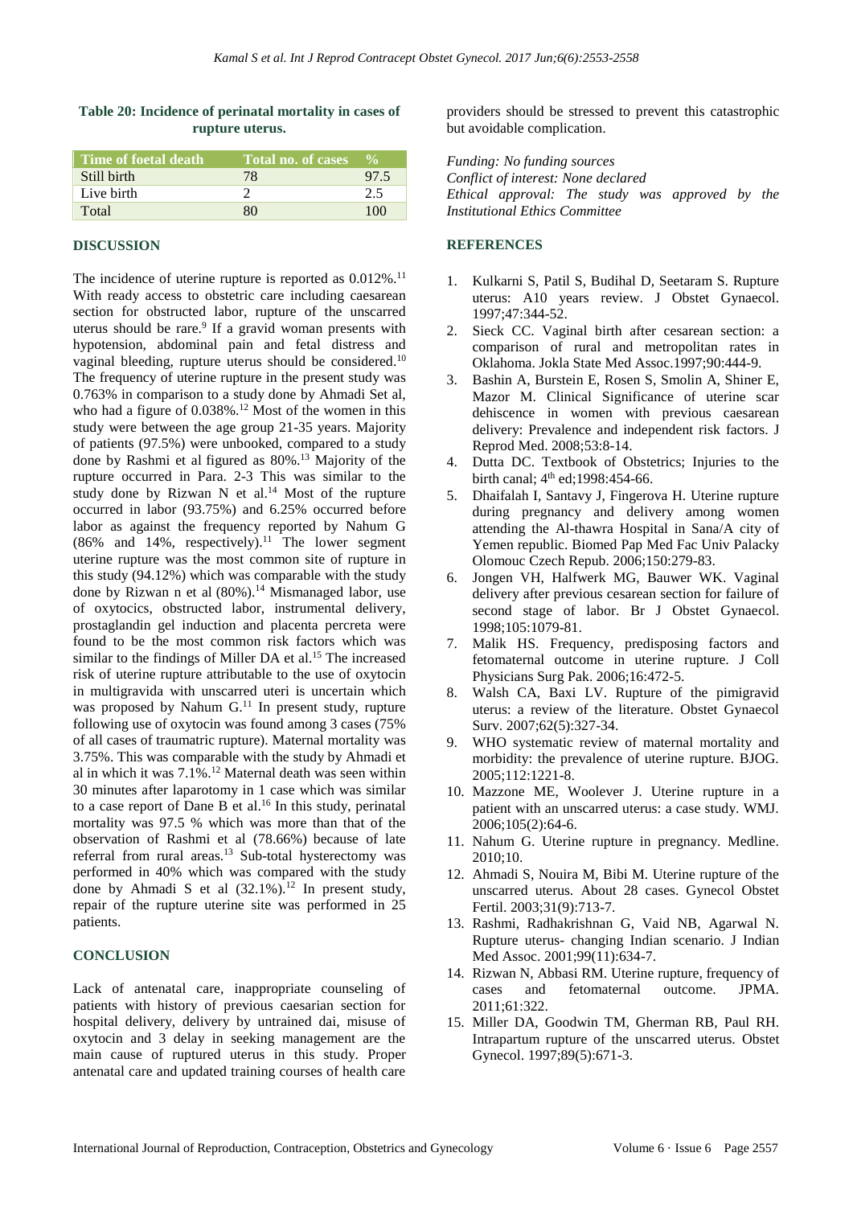**Table 20: Incidence of perinatal mortality in cases of rupture uterus.**

| Time of foetal death | Total no. of cases | % |
|---|---|---|
| Still birth | 78 | 97.5 |
| Live birth | 2 | 2.5 |
| Total | 80 | 100 |

## DISCUSSION

The incidence of uterine rupture is reported as 0.012%.[11] With ready access to obstetric care including caesarean section for obstructed labor, rupture of the unscarred uterus should be rare.[9] If a gravid woman presents with hypotension, abdominal pain and fetal distress and vaginal bleeding, rupture uterus should be considered.[10] The frequency of uterine rupture in the present study was 0.763% in comparison to a study done by Ahmadi Set al, who had a figure of 0.038%.[12] Most of the women in this study were between the age group 21-35 years. Majority of patients (97.5%) were unbooked, compared to a study done by Rashmi et al figured as 80%.[13] Majority of the rupture occurred in Para. 2-3 This was similar to the study done by Rizwan N et al.[14] Most of the rupture occurred in labor (93.75%) and 6.25% occurred before labor as against the frequency reported by Nahum G (86% and 14%, respectively).[11] The lower segment uterine rupture was the most common site of rupture in this study (94.12%) which was comparable with the study done by Rizwan n et al (80%).[14] Mismanaged labor, use of oxytocics, obstructed labor, instrumental delivery, prostaglandin gel induction and placenta percreta were found to be the most common risk factors which was similar to the findings of Miller DA et al.[15] The increased risk of uterine rupture attributable to the use of oxytocin in multigravida with unscarred uteri is uncertain which was proposed by Nahum G.[11] In present study, rupture following use of oxytocin was found among 3 cases (75% of all cases of traumatic rupture). Maternal mortality was 3.75%. This was comparable with the study by Ahmadi et al in which it was 7.1%.[12] Maternal death was seen within 30 minutes after laparotomy in 1 case which was similar to a case report of Dane B et al.[16] In this study, perinatal mortality was 97.5 % which was more than that of the observation of Rashmi et al (78.66%) because of late referral from rural areas.[13] Sub-total hysterectomy was performed in 40% which was compared with the study done by Ahmadi S et al (32.1%).[12] In present study, repair of the rupture uterine site was performed in 25 patients.

## CONCLUSION

Lack of antenatal care, inappropriate counseling of patients with history of previous caesarian section for hospital delivery, delivery by untrained dai, misuse of oxytocin and 3 delay in seeking management are the main cause of ruptured uterus in this study. Proper antenatal care and updated training courses of health care providers should be stressed to prevent this catastrophic but avoidable complication.

*Funding: No funding sources*
*Conflict of interest: None declared*
*Ethical approval: The study was approved by the Institutional Ethics Committee*

## REFERENCES

1. Kulkarni S, Patil S, Budihal D, Seetaram S. Rupture uterus: A10 years review. J Obstet Gynaecol. 1997;47:344-52.
2. Sieck CC. Vaginal birth after cesarean section: a comparison of rural and metropolitan rates in Oklahoma. Jokla State Med Assoc.1997;90:444-9.
3. Bashin A, Burstein E, Rosen S, Smolin A, Shiner E, Mazor M. Clinical Significance of uterine scar dehiscence in women with previous caesarean delivery: Prevalence and independent risk factors. J Reprod Med. 2008;53:8-14.
4. Dutta DC. Textbook of Obstetrics; Injuries to the birth canal; 4th ed;1998:454-66.
5. Dhaifalah I, Santavy J, Fingerova H. Uterine rupture during pregnancy and delivery among women attending the Al-thawra Hospital in Sana/A city of Yemen republic. Biomed Pap Med Fac Univ Palacky Olomouc Czech Repub. 2006;150:279-83.
6. Jongen VH, Halfwerk MG, Bauwer WK. Vaginal delivery after previous cesarean section for failure of second stage of labor. Br J Obstet Gynaecol. 1998;105:1079-81.
7. Malik HS. Frequency, predisposing factors and fetomaternal outcome in uterine rupture. J Coll Physicians Surg Pak. 2006;16:472-5.
8. Walsh CA, Baxi LV. Rupture of the pimigravid uterus: a review of the literature. Obstet Gynaecol Surv. 2007;62(5):327-34.
9. WHO systematic review of maternal mortality and morbidity: the prevalence of uterine rupture. BJOG. 2005;112:1221-8.
10. Mazzone ME, Woolever J. Uterine rupture in a patient with an unscarred uterus: a case study. WMJ. 2006;105(2):64-6.
11. Nahum G. Uterine rupture in pregnancy. Medline. 2010;10.
12. Ahmadi S, Nouira M, Bibi M. Uterine rupture of the unscarred uterus. About 28 cases. Gynecol Obstet Fertil. 2003;31(9):713-7.
13. Rashmi, Radhakrishnan G, Vaid NB, Agarwal N. Rupture uterus- changing Indian scenario. J Indian Med Assoc. 2001;99(11):634-7.
14. Rizwan N, Abbasi RM. Uterine rupture, frequency of cases and fetomaternal outcome. JPMA. 2011;61:322.
15. Miller DA, Goodwin TM, Gherman RB, Paul RH. Intrapartum rupture of the unscarred uterus. Obstet Gynecol. 1997;89(5):671-3.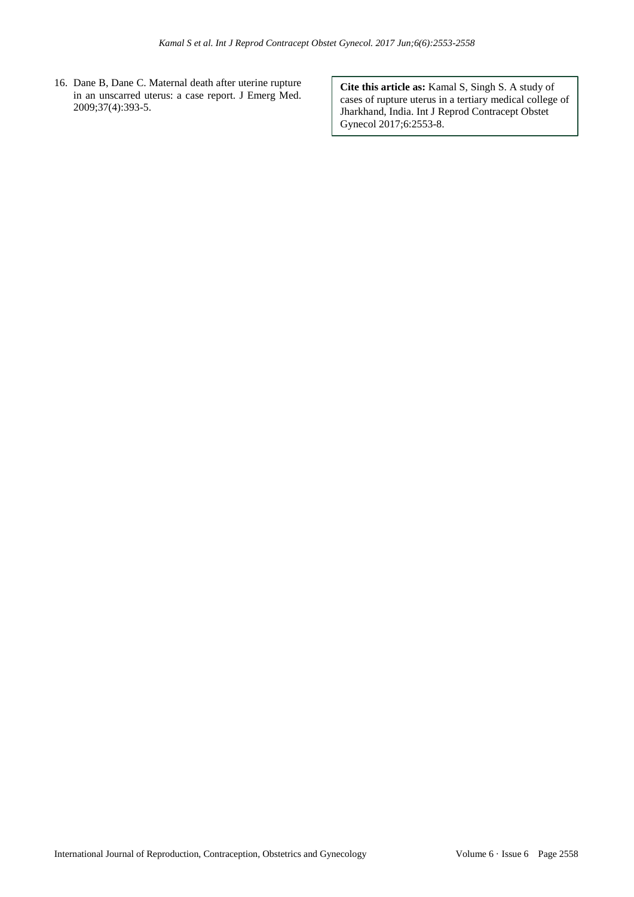16. Dane B, Dane C. Maternal death after uterine rupture in an unscarred uterus: a case report. J Emerg Med. 2009;37(4):393-5.

**Cite this article as:** Kamal S, Singh S. A study of cases of rupture uterus in a tertiary medical college of Jharkhand, India. Int J Reprod Contracept Obstet Gynecol 2017;6:2553-8.